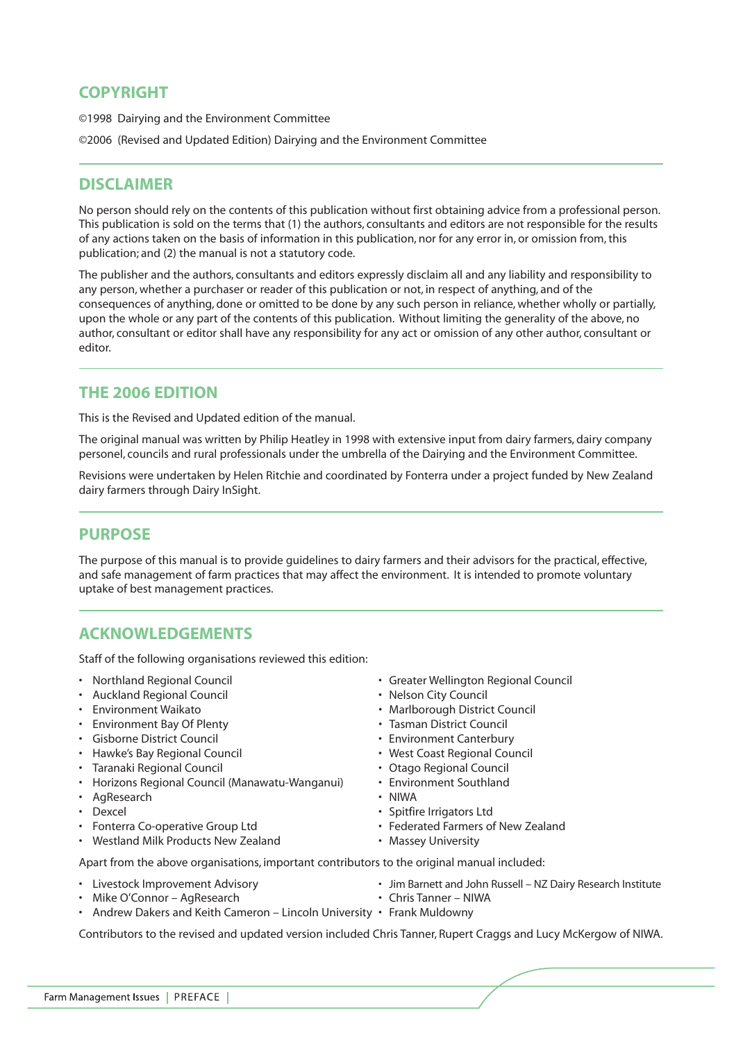## COPYRIGHT

©1998 Dairying and the Environment Committee

©2006 (Revised and Updated Edition) Dairying and the Environment Committee

## DISCLAIMER

No person should rely on the contents of this publication without first obtaining advice from a professional person. This publication is sold on the terms that (1) the authors, consultants and editors are not responsible for the results of any actions taken on the basis of information in this publication, nor for any error in, or omission from, this publication; and (2) the manual is not a statutory code.

The publisher and the authors, consultants and editors expressly disclaim all and any liability and responsibility to any person, whether a purchaser or reader of this publication or not, in respect of anything, and of the consequences of anything, done or omitted to be done by any such person in reliance, whether wholly or partially, upon the whole or any part of the contents of this publication. Without limiting the generality of the above, no author, consultant or editor shall have any responsibility for any act or omission of any other author, consultant or editor.

## THE 2006 EDITION

This is the Revised and Updated edition of the manual.

The original manual was written by Philip Heatley in 1998 with extensive input from dairy farmers, dairy company personel, councils and rural professionals under the umbrella of the Dairying and the Environment Committee.

Revisions were undertaken by Helen Ritchie and coordinated by Fonterra under a project funded by New Zealand dairy farmers through Dairy InSight.

## PURPOSE

The purpose of this manual is to provide guidelines to dairy farmers and their advisors for the practical, effective, and safe management of farm practices that may affect the environment. It is intended to promote voluntary uptake of best management practices.

## ACKNOWLEDGEMENTS

Staff of the following organisations reviewed this edition:

- Northland Regional Council
- Auckland Regional Council
- Environment Waikato
- Environment Bay Of Plenty
- Gisborne District Council
- Hawke's Bay Regional Council
- Taranaki Regional Council
- Horizons Regional Council (Manawatu-Wanganui)
- AgResearch
- Dexcel
- Fonterra Co-operative Group Ltd
- Westland Milk Products New Zealand
- Greater Wellington Regional Council
- Nelson City Council
- Marlborough District Council
- Tasman District Council
- Environment Canterbury
- West Coast Regional Council
- Otago Regional Council
- Environment Southland
- NIWA
- Spitfire Irrigators Ltd
- Federated Farmers of New Zealand
- Massey University

Apart from the above organisations, important contributors to the original manual included:

- Livestock Improvement Advisory
- Mike O'Connor – AgResearch
- Andrew Dakers and Keith Cameron – Lincoln University
- Jim Barnett and John Russell – NZ Dairy Research Institute
- Chris Tanner – NIWA
- Frank Muldowny

Contributors to the revised and updated version included Chris Tanner, Rupert Craggs and Lucy McKergow of NIWA.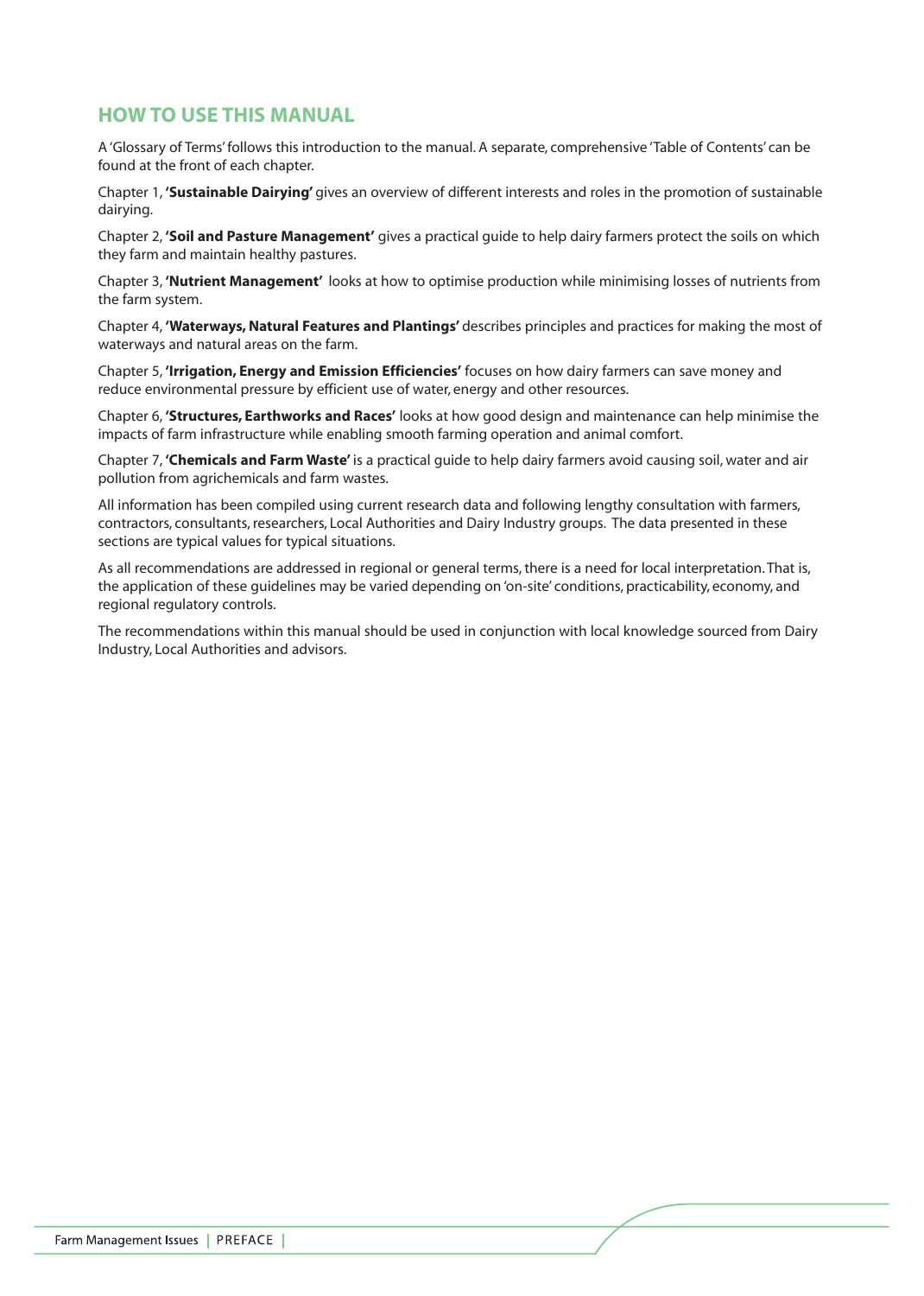## HOW TO USE THIS MANUAL

A 'Glossary of Terms' follows this introduction to the manual. A separate, comprehensive 'Table of Contents' can be found at the front of each chapter.

Chapter 1, **'Sustainable Dairying'** gives an overview of different interests and roles in the promotion of sustainable dairying.

Chapter 2, **'Soil and Pasture Management'** gives a practical guide to help dairy farmers protect the soils on which they farm and maintain healthy pastures.

Chapter 3, **'Nutrient Management'** looks at how to optimise production while minimising losses of nutrients from the farm system.

Chapter 4, **'Waterways, Natural Features and Plantings'** describes principles and practices for making the most of waterways and natural areas on the farm.

Chapter 5, **'Irrigation, Energy and Emission Efficiencies'** focuses on how dairy farmers can save money and reduce environmental pressure by efficient use of water, energy and other resources.

Chapter 6, **'Structures, Earthworks and Races'** looks at how good design and maintenance can help minimise the impacts of farm infrastructure while enabling smooth farming operation and animal comfort.

Chapter 7, **'Chemicals and Farm Waste'** is a practical guide to help dairy farmers avoid causing soil, water and air pollution from agrichemicals and farm wastes.

All information has been compiled using current research data and following lengthy consultation with farmers, contractors, consultants, researchers, Local Authorities and Dairy Industry groups. The data presented in these sections are typical values for typical situations.

As all recommendations are addressed in regional or general terms, there is a need for local interpretation. That is, the application of these guidelines may be varied depending on 'on-site' conditions, practicability, economy, and regional regulatory controls.

The recommendations within this manual should be used in conjunction with local knowledge sourced from Dairy Industry, Local Authorities and advisors.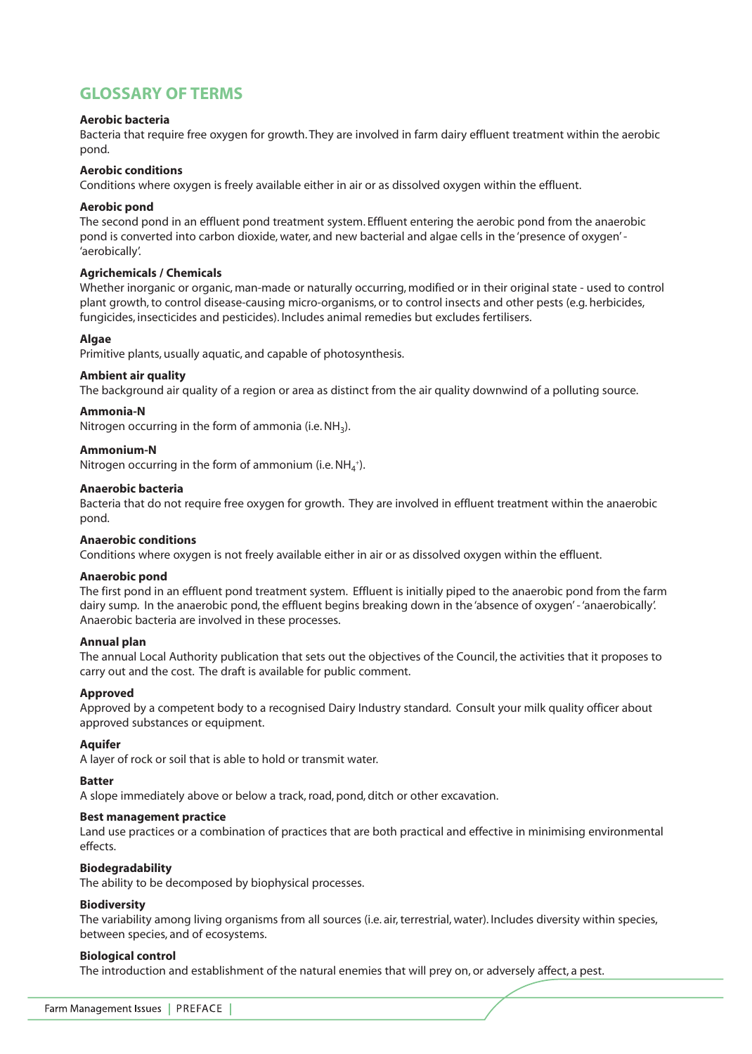## GLOSSARY OF TERMS

**Aerobic bacteria**
Bacteria that require free oxygen for growth. They are involved in farm dairy effluent treatment within the aerobic pond.

**Aerobic conditions**
Conditions where oxygen is freely available either in air or as dissolved oxygen within the effluent.

**Aerobic pond**
The second pond in an effluent pond treatment system. Effluent entering the aerobic pond from the anaerobic pond is converted into carbon dioxide, water, and new bacterial and algae cells in the 'presence of oxygen' - 'aerobically'.

**Agrichemicals / Chemicals**
Whether inorganic or organic, man-made or naturally occurring, modified or in their original state - used to control plant growth, to control disease-causing micro-organisms, or to control insects and other pests (e.g. herbicides, fungicides, insecticides and pesticides). Includes animal remedies but excludes fertilisers.

**Algae**
Primitive plants, usually aquatic, and capable of photosynthesis.

**Ambient air quality**
The background air quality of a region or area as distinct from the air quality downwind of a polluting source.

**Ammonia-N**
Nitrogen occurring in the form of ammonia (i.e. $NH_3$).

**Ammonium-N**
Nitrogen occurring in the form of ammonium (i.e. $NH_4^+$).

**Anaerobic bacteria**
Bacteria that do not require free oxygen for growth. They are involved in effluent treatment within the anaerobic pond.

**Anaerobic conditions**
Conditions where oxygen is not freely available either in air or as dissolved oxygen within the effluent.

**Anaerobic pond**
The first pond in an effluent pond treatment system. Effluent is initially piped to the anaerobic pond from the farm dairy sump. In the anaerobic pond, the effluent begins breaking down in the 'absence of oxygen' - 'anaerobically'. Anaerobic bacteria are involved in these processes.

**Annual plan**
The annual Local Authority publication that sets out the objectives of the Council, the activities that it proposes to carry out and the cost. The draft is available for public comment.

**Approved**
Approved by a competent body to a recognised Dairy Industry standard. Consult your milk quality officer about approved substances or equipment.

**Aquifer**
A layer of rock or soil that is able to hold or transmit water.

**Batter**
A slope immediately above or below a track, road, pond, ditch or other excavation.

**Best management practice**
Land use practices or a combination of practices that are both practical and effective in minimising environmental effects.

**Biodegradability**
The ability to be decomposed by biophysical processes.

**Biodiversity**
The variability among living organisms from all sources (i.e. air, terrestrial, water). Includes diversity within species, between species, and of ecosystems.

**Biological control**
The introduction and establishment of the natural enemies that will prey on, or adversely affect, a pest.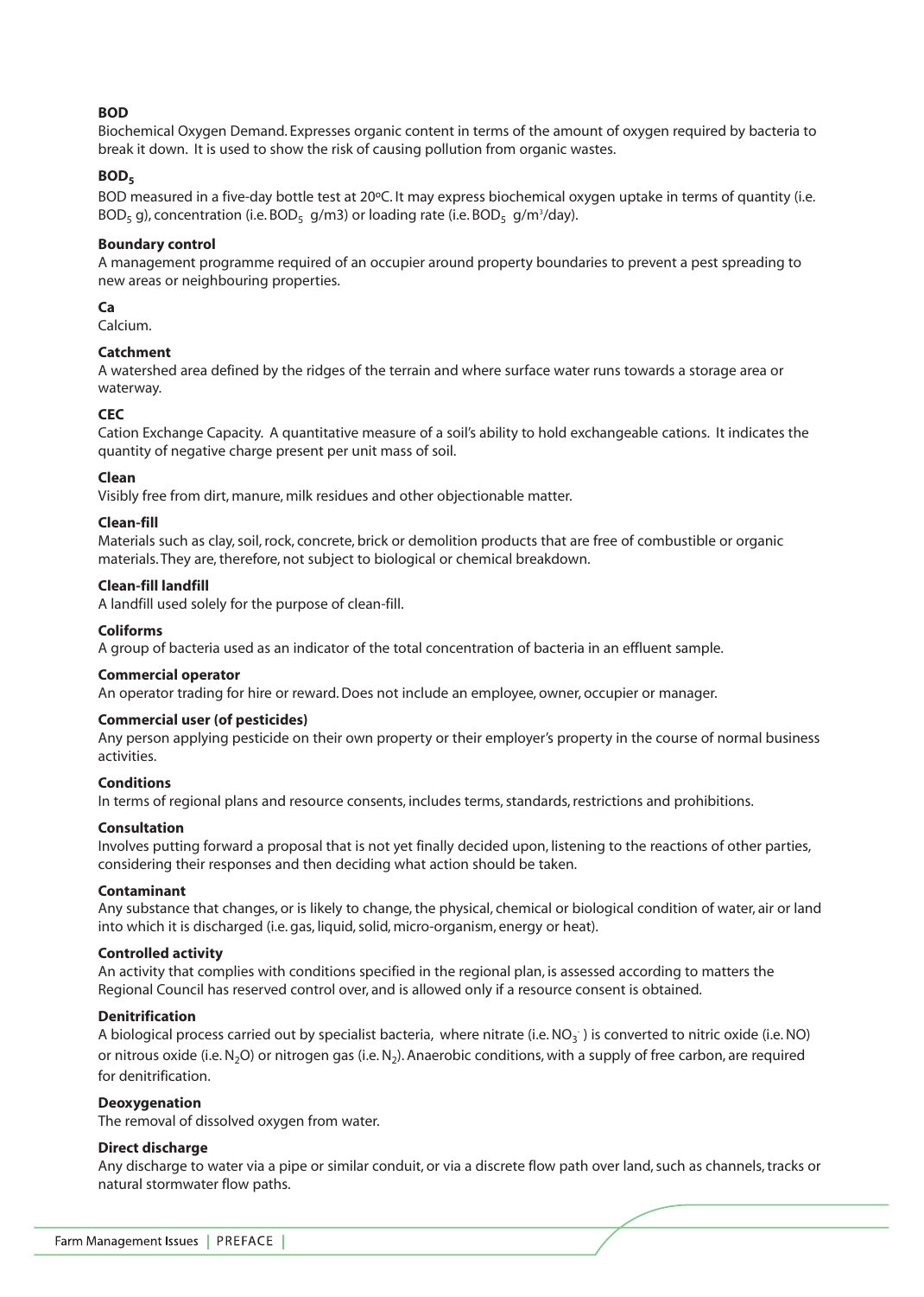**BOD**

Biochemical Oxygen Demand. Expresses organic content in terms of the amount of oxygen required by bacteria to break it down. It is used to show the risk of causing pollution from organic wastes.

**$BOD_5$**

BOD measured in a five-day bottle test at 20ºC. It may express biochemical oxygen uptake in terms of quantity (i.e. $BOD_5$ g), concentration (i.e. $BOD_5$ g/m3) or loading rate (i.e. $BOD_5$ g/m³/day).

**Boundary control**

A management programme required of an occupier around property boundaries to prevent a pest spreading to new areas or neighbouring properties.

**Ca**

Calcium.

**Catchment**

A watershed area defined by the ridges of the terrain and where surface water runs towards a storage area or waterway.

**CEC**

Cation Exchange Capacity. A quantitative measure of a soil's ability to hold exchangeable cations. It indicates the quantity of negative charge present per unit mass of soil.

**Clean**

Visibly free from dirt, manure, milk residues and other objectionable matter.

**Clean-fill**

Materials such as clay, soil, rock, concrete, brick or demolition products that are free of combustible or organic materials. They are, therefore, not subject to biological or chemical breakdown.

**Clean-fill landfill**

A landfill used solely for the purpose of clean-fill.

**Coliforms**

A group of bacteria used as an indicator of the total concentration of bacteria in an effluent sample.

**Commercial operator**

An operator trading for hire or reward. Does not include an employee, owner, occupier or manager.

**Commercial user (of pesticides)**

Any person applying pesticide on their own property or their employer's property in the course of normal business activities.

**Conditions**

In terms of regional plans and resource consents, includes terms, standards, restrictions and prohibitions.

**Consultation**

Involves putting forward a proposal that is not yet finally decided upon, listening to the reactions of other parties, considering their responses and then deciding what action should be taken.

**Contaminant**

Any substance that changes, or is likely to change, the physical, chemical or biological condition of water, air or land into which it is discharged (i.e. gas, liquid, solid, micro-organism, energy or heat).

**Controlled activity**

An activity that complies with conditions specified in the regional plan, is assessed according to matters the Regional Council has reserved control over, and is allowed only if a resource consent is obtained.

**Denitrification**

A biological process carried out by specialist bacteria, where nitrate (i.e. $NO_3^-$) is converted to nitric oxide (i.e. NO) or nitrous oxide (i.e. $N_2O$) or nitrogen gas (i.e. $N_2$). Anaerobic conditions, with a supply of free carbon, are required for denitrification.

**Deoxygenation**

The removal of dissolved oxygen from water.

**Direct discharge**

Any discharge to water via a pipe or similar conduit, or via a discrete flow path over land, such as channels, tracks or natural stormwater flow paths.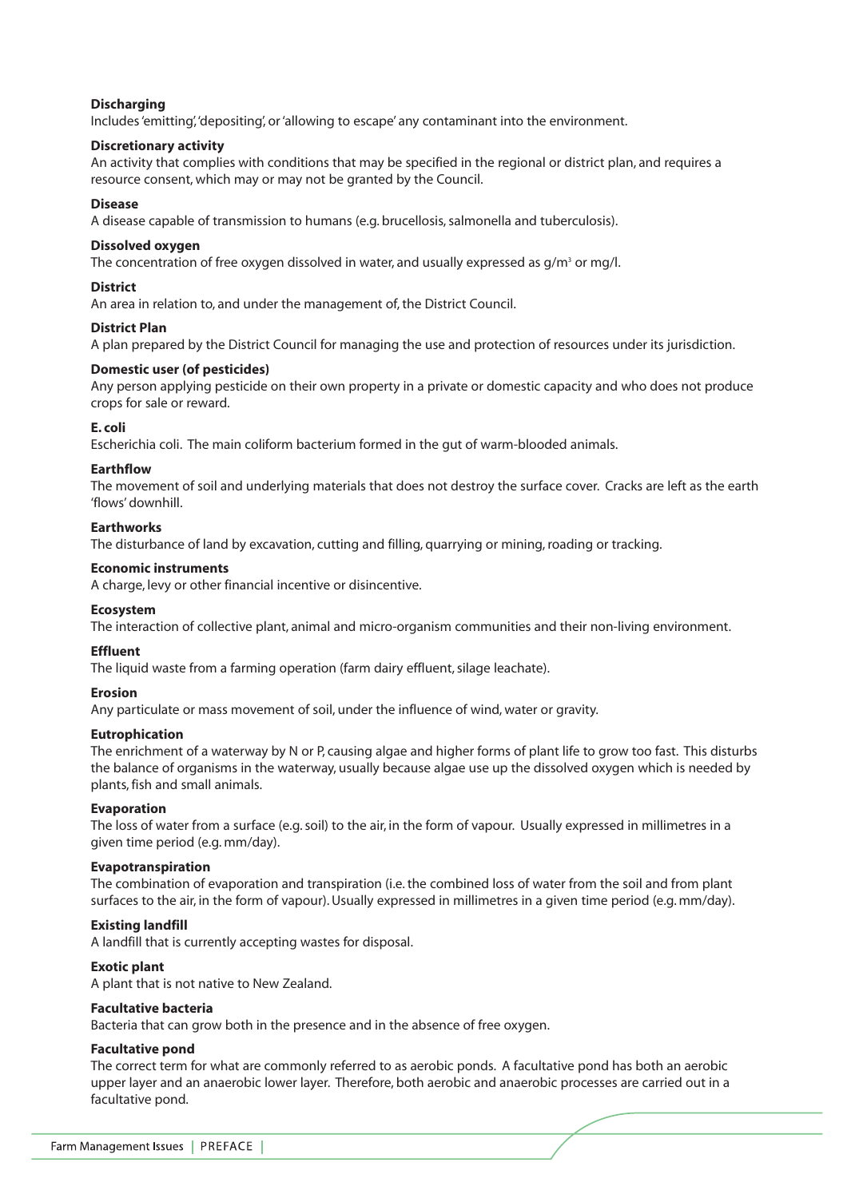**Discharging**

Includes 'emitting', 'depositing', or 'allowing to escape' any contaminant into the environment.

**Discretionary activity**

An activity that complies with conditions that may be specified in the regional or district plan, and requires a resource consent, which may or may not be granted by the Council.

**Disease**

A disease capable of transmission to humans (e.g. brucellosis, salmonella and tuberculosis).

**Dissolved oxygen**

The concentration of free oxygen dissolved in water, and usually expressed as $g/m^3$ or mg/l.

**District**

An area in relation to, and under the management of, the District Council.

**District Plan**

A plan prepared by the District Council for managing the use and protection of resources under its jurisdiction.

**Domestic user (of pesticides)**

Any person applying pesticide on their own property in a private or domestic capacity and who does not produce crops for sale or reward.

**E. coli**

Escherichia coli. The main coliform bacterium formed in the gut of warm-blooded animals.

**Earthflow**

The movement of soil and underlying materials that does not destroy the surface cover. Cracks are left as the earth 'flows' downhill.

**Earthworks**

The disturbance of land by excavation, cutting and filling, quarrying or mining, roading or tracking.

**Economic instruments**

A charge, levy or other financial incentive or disincentive.

**Ecosystem**

The interaction of collective plant, animal and micro-organism communities and their non-living environment.

**Effluent**

The liquid waste from a farming operation (farm dairy effluent, silage leachate).

**Erosion**

Any particulate or mass movement of soil, under the influence of wind, water or gravity.

**Eutrophication**

The enrichment of a waterway by N or P, causing algae and higher forms of plant life to grow too fast. This disturbs the balance of organisms in the waterway, usually because algae use up the dissolved oxygen which is needed by plants, fish and small animals.

**Evaporation**

The loss of water from a surface (e.g. soil) to the air, in the form of vapour. Usually expressed in millimetres in a given time period (e.g. mm/day).

**Evapotranspiration**

The combination of evaporation and transpiration (i.e. the combined loss of water from the soil and from plant surfaces to the air, in the form of vapour). Usually expressed in millimetres in a given time period (e.g. mm/day).

**Existing landfill**

A landfill that is currently accepting wastes for disposal.

**Exotic plant**

A plant that is not native to New Zealand.

**Facultative bacteria**

Bacteria that can grow both in the presence and in the absence of free oxygen.

**Facultative pond**

The correct term for what are commonly referred to as aerobic ponds. A facultative pond has both an aerobic upper layer and an anaerobic lower layer. Therefore, both aerobic and anaerobic processes are carried out in a facultative pond.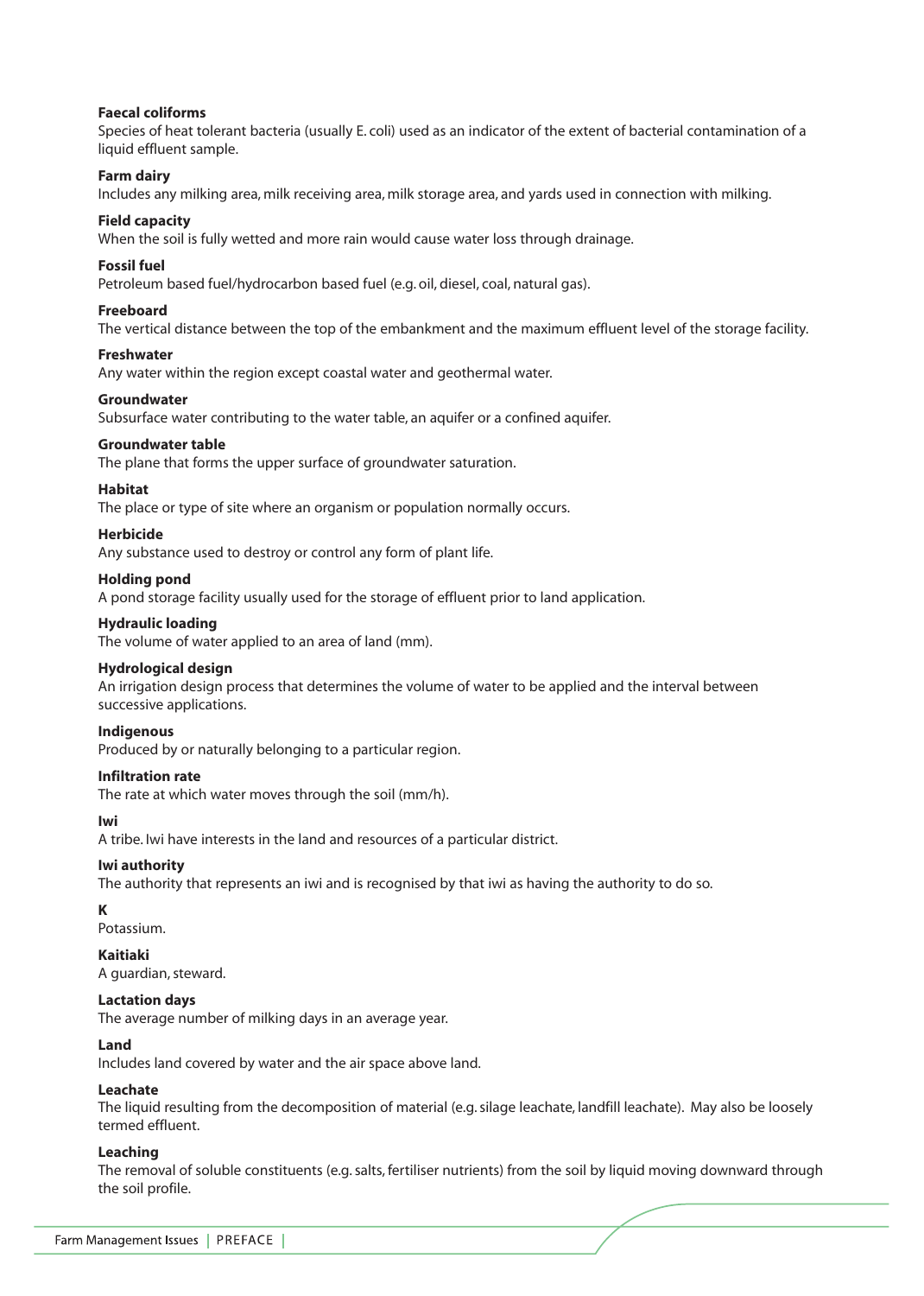**Faecal coliforms**
Species of heat tolerant bacteria (usually E. coli) used as an indicator of the extent of bacterial contamination of a liquid effluent sample.

**Farm dairy**
Includes any milking area, milk receiving area, milk storage area, and yards used in connection with milking.

**Field capacity**
When the soil is fully wetted and more rain would cause water loss through drainage.

**Fossil fuel**
Petroleum based fuel/hydrocarbon based fuel (e.g. oil, diesel, coal, natural gas).

**Freeboard**
The vertical distance between the top of the embankment and the maximum effluent level of the storage facility.

**Freshwater**
Any water within the region except coastal water and geothermal water.

**Groundwater**
Subsurface water contributing to the water table, an aquifer or a confined aquifer.

**Groundwater table**
The plane that forms the upper surface of groundwater saturation.

**Habitat**
The place or type of site where an organism or population normally occurs.

**Herbicide**
Any substance used to destroy or control any form of plant life.

**Holding pond**
A pond storage facility usually used for the storage of effluent prior to land application.

**Hydraulic loading**
The volume of water applied to an area of land (mm).

**Hydrological design**
An irrigation design process that determines the volume of water to be applied and the interval between successive applications.

**Indigenous**
Produced by or naturally belonging to a particular region.

**Infiltration rate**
The rate at which water moves through the soil (mm/h).

**Iwi**
A tribe. Iwi have interests in the land and resources of a particular district.

**Iwi authority**
The authority that represents an iwi and is recognised by that iwi as having the authority to do so.

**K**
Potassium.

**Kaitiaki**
A guardian, steward.

**Lactation days**
The average number of milking days in an average year.

**Land**
Includes land covered by water and the air space above land.

**Leachate**
The liquid resulting from the decomposition of material (e.g. silage leachate, landfill leachate). May also be loosely termed effluent.

**Leaching**
The removal of soluble constituents (e.g. salts, fertiliser nutrients) from the soil by liquid moving downward through the soil profile.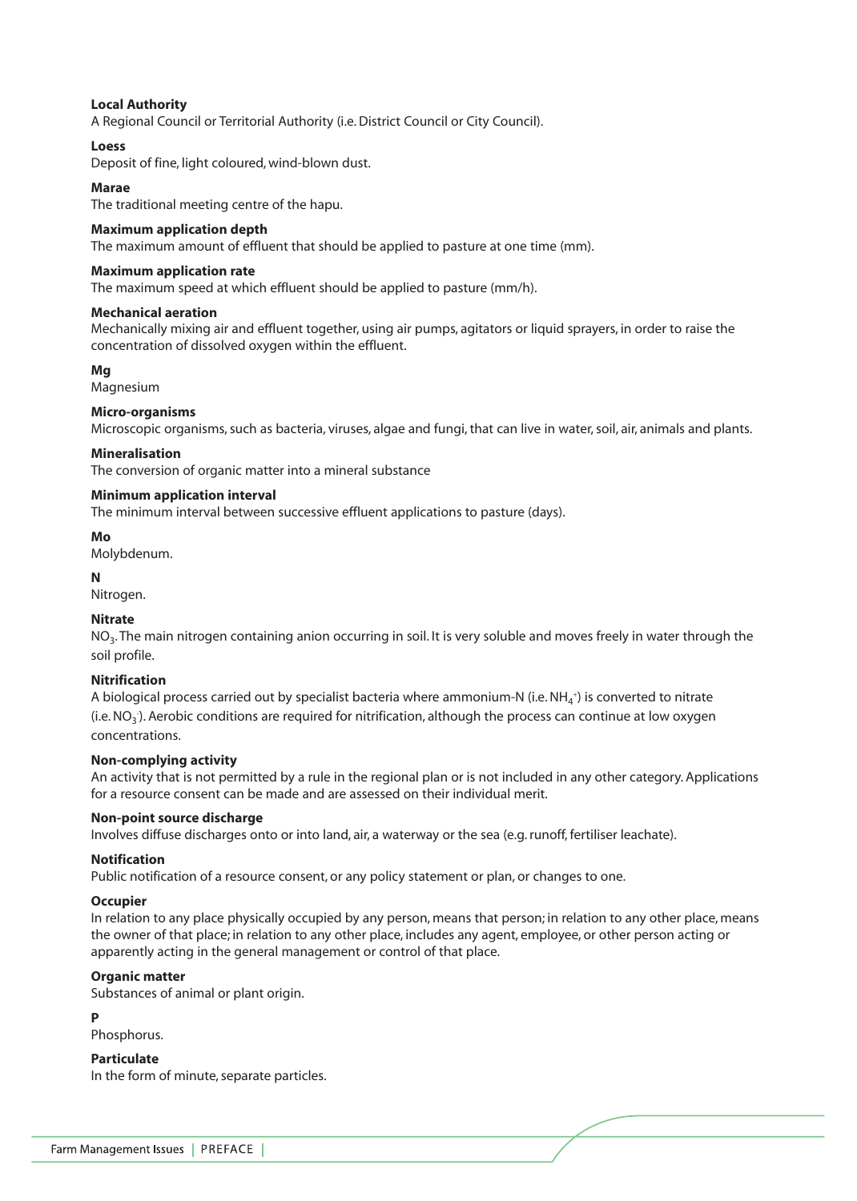**Local Authority**
A Regional Council or Territorial Authority (i.e. District Council or City Council).

**Loess**
Deposit of fine, light coloured, wind-blown dust.

**Marae**
The traditional meeting centre of the hapu.

**Maximum application depth**
The maximum amount of effluent that should be applied to pasture at one time (mm).

**Maximum application rate**
The maximum speed at which effluent should be applied to pasture (mm/h).

**Mechanical aeration**
Mechanically mixing air and effluent together, using air pumps, agitators or liquid sprayers, in order to raise the concentration of dissolved oxygen within the effluent.

**Mg**
Magnesium

**Micro-organisms**
Microscopic organisms, such as bacteria, viruses, algae and fungi, that can live in water, soil, air, animals and plants.

**Mineralisation**
The conversion of organic matter into a mineral substance

**Minimum application interval**
The minimum interval between successive effluent applications to pasture (days).

**Mo**
Molybdenum.

**N**
Nitrogen.

**Nitrate**
$NO_3$. The main nitrogen containing anion occurring in soil. It is very soluble and moves freely in water through the soil profile.

**Nitrification**
A biological process carried out by specialist bacteria where ammonium-N (i.e. $NH_4^+$) is converted to nitrate (i.e. $NO_3^-$). Aerobic conditions are required for nitrification, although the process can continue at low oxygen concentrations.

**Non-complying activity**
An activity that is not permitted by a rule in the regional plan or is not included in any other category. Applications for a resource consent can be made and are assessed on their individual merit.

**Non-point source discharge**
Involves diffuse discharges onto or into land, air, a waterway or the sea (e.g. runoff, fertiliser leachate).

**Notification**
Public notification of a resource consent, or any policy statement or plan, or changes to one.

**Occupier**
In relation to any place physically occupied by any person, means that person; in relation to any other place, means the owner of that place; in relation to any other place, includes any agent, employee, or other person acting or apparently acting in the general management or control of that place.

**Organic matter**
Substances of animal or plant origin.

**P**
Phosphorus.

**Particulate**
In the form of minute, separate particles.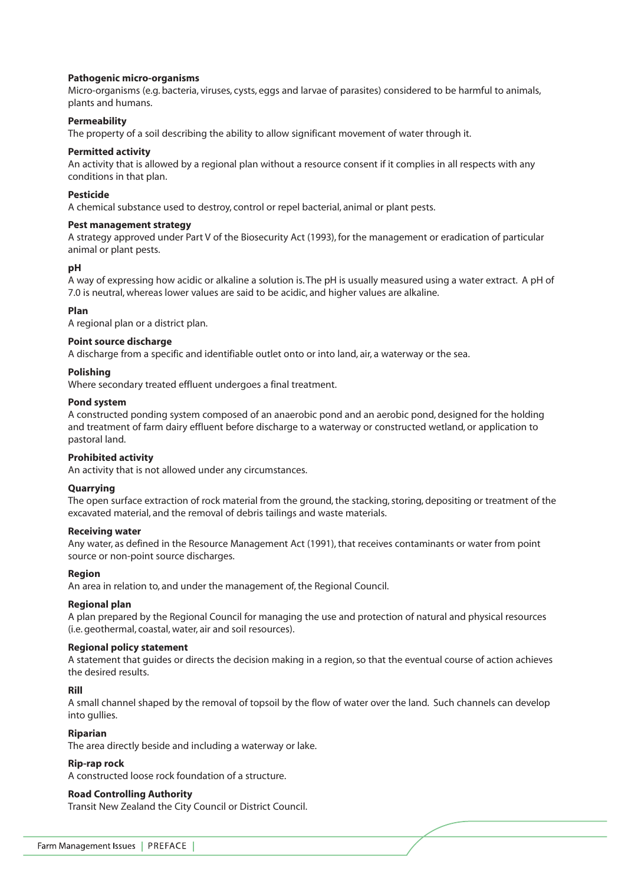**Pathogenic micro-organisms**
Micro-organisms (e.g. bacteria, viruses, cysts, eggs and larvae of parasites) considered to be harmful to animals, plants and humans.

**Permeability**
The property of a soil describing the ability to allow significant movement of water through it.

**Permitted activity**
An activity that is allowed by a regional plan without a resource consent if it complies in all respects with any conditions in that plan.

**Pesticide**
A chemical substance used to destroy, control or repel bacterial, animal or plant pests.

**Pest management strategy**
A strategy approved under Part V of the Biosecurity Act (1993), for the management or eradication of particular animal or plant pests.

**pH**
A way of expressing how acidic or alkaline a solution is. The pH is usually measured using a water extract. A pH of 7.0 is neutral, whereas lower values are said to be acidic, and higher values are alkaline.

**Plan**
A regional plan or a district plan.

**Point source discharge**
A discharge from a specific and identifiable outlet onto or into land, air, a waterway or the sea.

**Polishing**
Where secondary treated effluent undergoes a final treatment.

**Pond system**
A constructed ponding system composed of an anaerobic pond and an aerobic pond, designed for the holding and treatment of farm dairy effluent before discharge to a waterway or constructed wetland, or application to pastoral land.

**Prohibited activity**
An activity that is not allowed under any circumstances.

**Quarrying**
The open surface extraction of rock material from the ground, the stacking, storing, depositing or treatment of the excavated material, and the removal of debris tailings and waste materials.

**Receiving water**
Any water, as defined in the Resource Management Act (1991), that receives contaminants or water from point source or non-point source discharges.

**Region**
An area in relation to, and under the management of, the Regional Council.

**Regional plan**
A plan prepared by the Regional Council for managing the use and protection of natural and physical resources (i.e. geothermal, coastal, water, air and soil resources).

**Regional policy statement**
A statement that guides or directs the decision making in a region, so that the eventual course of action achieves the desired results.

**Rill**
A small channel shaped by the removal of topsoil by the flow of water over the land. Such channels can develop into gullies.

**Riparian**
The area directly beside and including a waterway or lake.

**Rip-rap rock**
A constructed loose rock foundation of a structure.

**Road Controlling Authority**
Transit New Zealand the City Council or District Council.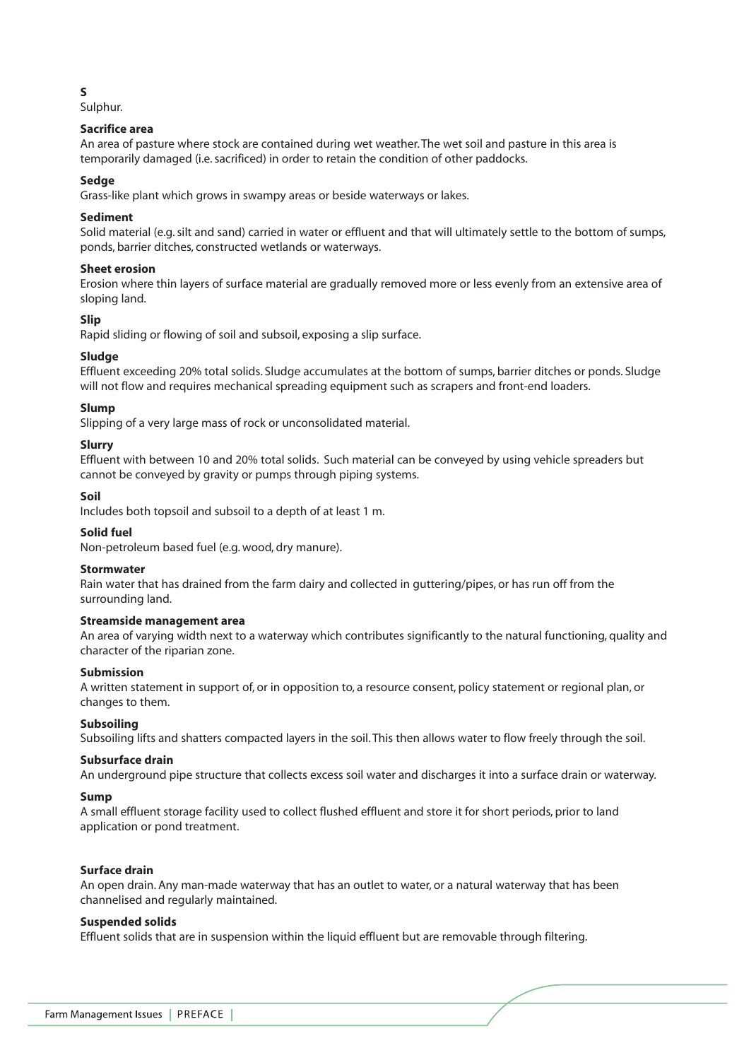**S**
Sulphur.

**Sacrifice area**
An area of pasture where stock are contained during wet weather. The wet soil and pasture in this area is temporarily damaged (i.e. sacrificed) in order to retain the condition of other paddocks.

**Sedge**
Grass-like plant which grows in swampy areas or beside waterways or lakes.

**Sediment**
Solid material (e.g. silt and sand) carried in water or effluent and that will ultimately settle to the bottom of sumps, ponds, barrier ditches, constructed wetlands or waterways.

**Sheet erosion**
Erosion where thin layers of surface material are gradually removed more or less evenly from an extensive area of sloping land.

**Slip**
Rapid sliding or flowing of soil and subsoil, exposing a slip surface.

**Sludge**
Effluent exceeding 20% total solids. Sludge accumulates at the bottom of sumps, barrier ditches or ponds. Sludge will not flow and requires mechanical spreading equipment such as scrapers and front-end loaders.

**Slump**
Slipping of a very large mass of rock or unconsolidated material.

**Slurry**
Effluent with between 10 and 20% total solids. Such material can be conveyed by using vehicle spreaders but cannot be conveyed by gravity or pumps through piping systems.

**Soil**
Includes both topsoil and subsoil to a depth of at least 1 m.

**Solid fuel**
Non-petroleum based fuel (e.g. wood, dry manure).

**Stormwater**
Rain water that has drained from the farm dairy and collected in guttering/pipes, or has run off from the surrounding land.

**Streamside management area**
An area of varying width next to a waterway which contributes significantly to the natural functioning, quality and character of the riparian zone.

**Submission**
A written statement in support of, or in opposition to, a resource consent, policy statement or regional plan, or changes to them.

**Subsoiling**
Subsoiling lifts and shatters compacted layers in the soil. This then allows water to flow freely through the soil.

**Subsurface drain**
An underground pipe structure that collects excess soil water and discharges it into a surface drain or waterway.

**Sump**
A small effluent storage facility used to collect flushed effluent and store it for short periods, prior to land application or pond treatment.

**Surface drain**
An open drain. Any man-made waterway that has an outlet to water, or a natural waterway that has been channelised and regularly maintained.

**Suspended solids**
Effluent solids that are in suspension within the liquid effluent but are removable through filtering.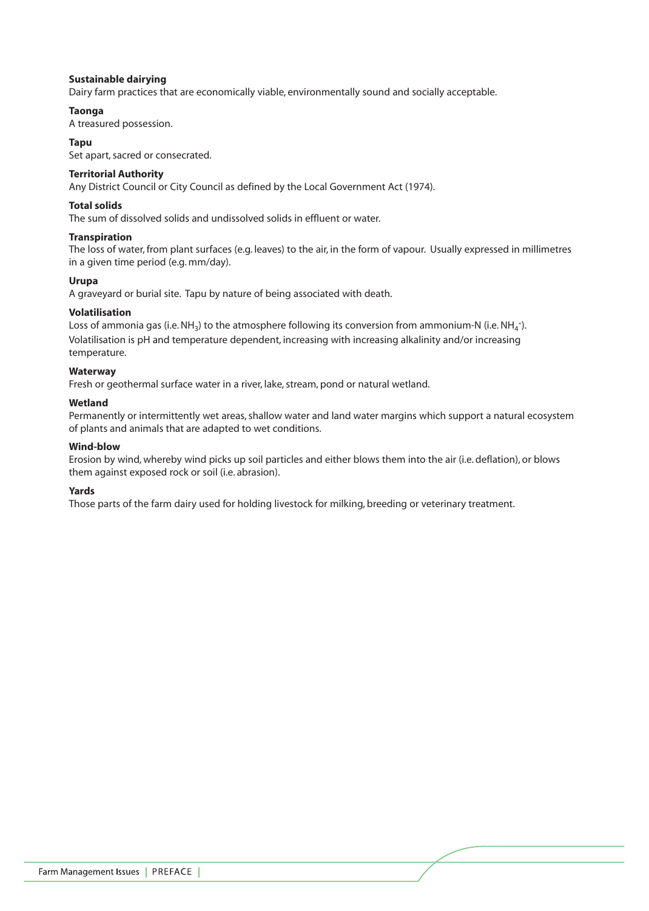**Sustainable dairying**
Dairy farm practices that are economically viable, environmentally sound and socially acceptable.

**Taonga**
A treasured possession.

**Tapu**
Set apart, sacred or consecrated.

**Territorial Authority**
Any District Council or City Council as defined by the Local Government Act (1974).

**Total solids**
The sum of dissolved solids and undissolved solids in effluent or water.

**Transpiration**
The loss of water, from plant surfaces (e.g. leaves) to the air, in the form of vapour. Usually expressed in millimetres in a given time period (e.g. mm/day).

**Urupa**
A graveyard or burial site. Tapu by nature of being associated with death.

**Volatilisation**
Loss of ammonia gas (i.e. $NH_3$) to the atmosphere following its conversion from ammonium-N (i.e. $NH_4^+$). Volatilisation is pH and temperature dependent, increasing with increasing alkalinity and/or increasing temperature.

**Waterway**
Fresh or geothermal surface water in a river, lake, stream, pond or natural wetland.

**Wetland**
Permanently or intermittently wet areas, shallow water and land water margins which support a natural ecosystem of plants and animals that are adapted to wet conditions.

**Wind-blow**
Erosion by wind, whereby wind picks up soil particles and either blows them into the air (i.e. deflation), or blows them against exposed rock or soil (i.e. abrasion).

**Yards**
Those parts of the farm dairy used for holding livestock for milking, breeding or veterinary treatment.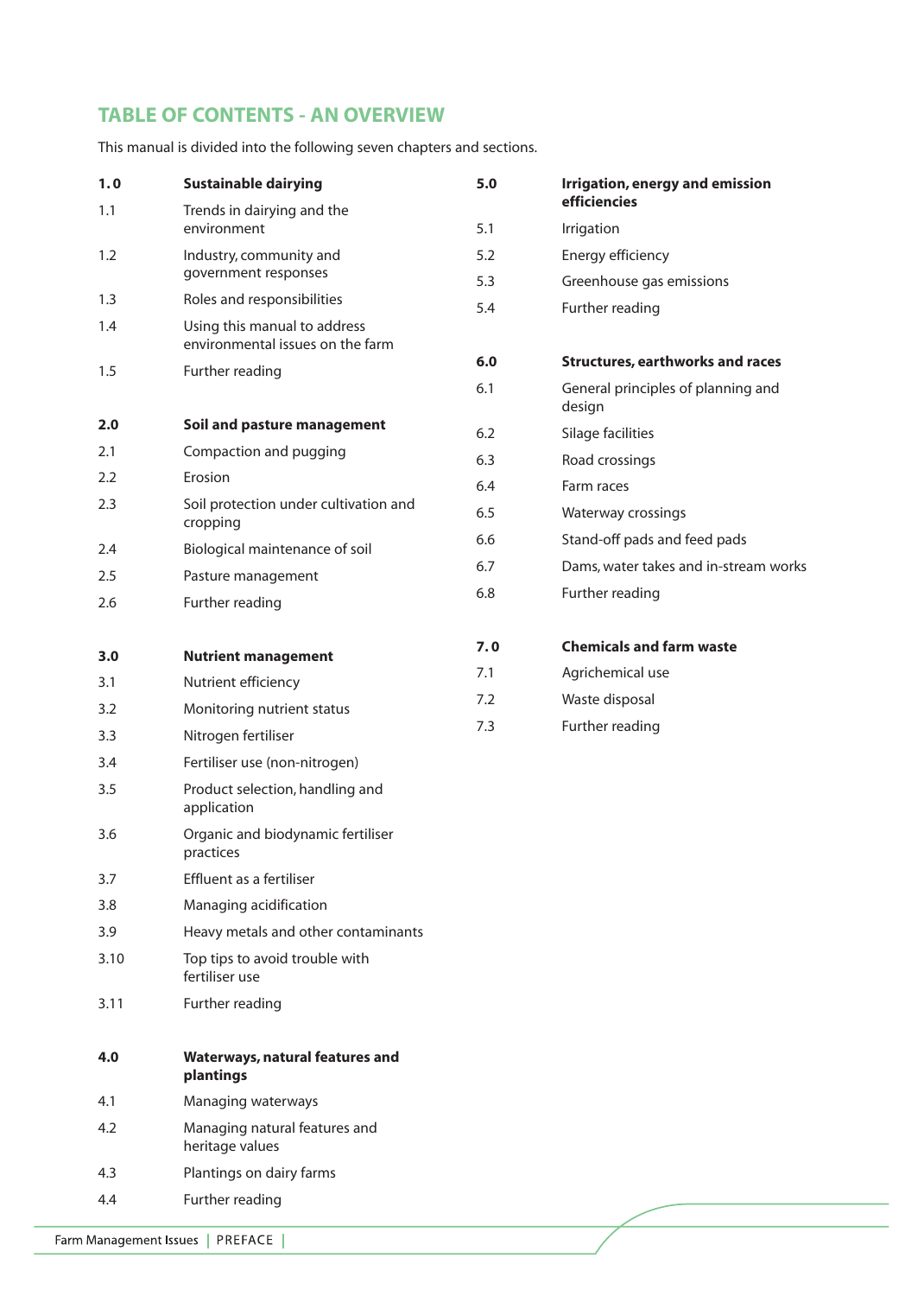## TABLE OF CONTENTS - AN OVERVIEW

This manual is divided into the following seven chapters and sections.

| | |
|---|---|
| **1.0** | **Sustainable dairying** |
| 1.1 | Trends in dairying and the environment |
| 1.2 | Industry, community and government responses |
| 1.3 | Roles and responsibilities |
| 1.4 | Using this manual to address environmental issues on the farm |
| 1.5 | Further reading |
| **2.0** | **Soil and pasture management** |
| 2.1 | Compaction and pugging |
| 2.2 | Erosion |
| 2.3 | Soil protection under cultivation and cropping |
| 2.4 | Biological maintenance of soil |
| 2.5 | Pasture management |
| 2.6 | Further reading |
| **3.0** | **Nutrient management** |
| 3.1 | Nutrient efficiency |
| 3.2 | Monitoring nutrient status |
| 3.3 | Nitrogen fertiliser |
| 3.4 | Fertiliser use (non-nitrogen) |
| 3.5 | Product selection, handling and application |
| 3.6 | Organic and biodynamic fertiliser practices |
| 3.7 | Effluent as a fertiliser |
| 3.8 | Managing acidification |
| 3.9 | Heavy metals and other contaminants |
| 3.10 | Top tips to avoid trouble with fertiliser use |
| 3.11 | Further reading |
| **4.0** | **Waterways, natural features and plantings** |
| 4.1 | Managing waterways |
| 4.2 | Managing natural features and heritage values |
| 4.3 | Plantings on dairy farms |
| 4.4 | Further reading |
| **5.0** | **Irrigation, energy and emission efficiencies** |
| 5.1 | Irrigation |
| 5.2 | Energy efficiency |
| 5.3 | Greenhouse gas emissions |
| 5.4 | Further reading |
| **6.0** | **Structures, earthworks and races** |
| 6.1 | General principles of planning and design |
| 6.2 | Silage facilities |
| 6.3 | Road crossings |
| 6.4 | Farm races |
| 6.5 | Waterway crossings |
| 6.6 | Stand-off pads and feed pads |
| 6.7 | Dams, water takes and in-stream works |
| 6.8 | Further reading |
| **7.0** | **Chemicals and farm waste** |
| 7.1 | Agrichemical use |
| 7.2 | Waste disposal |
| 7.3 | Further reading |